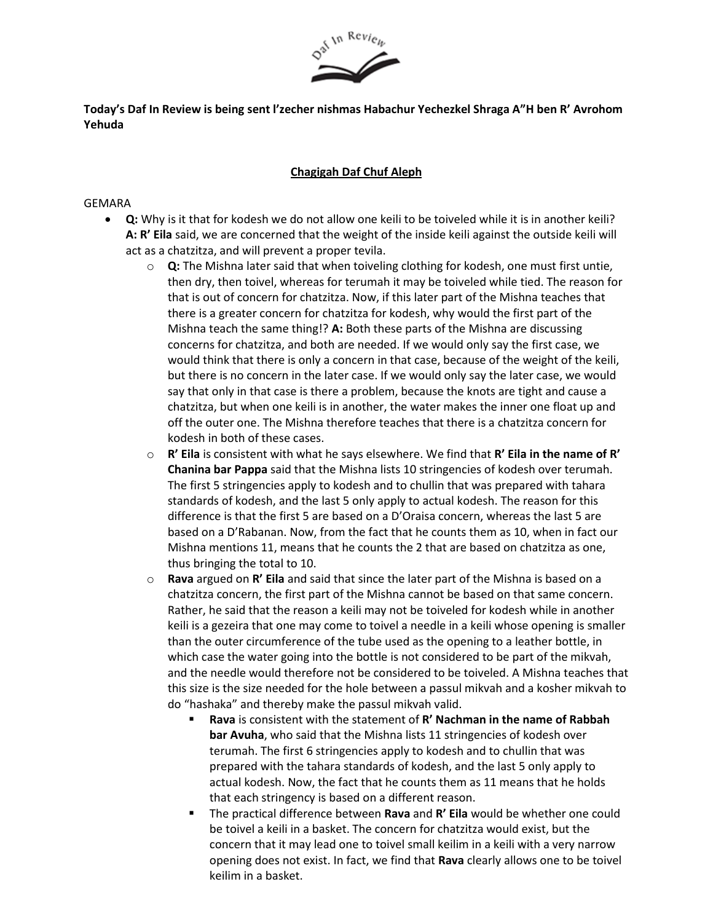**Today's Daf In Review is being sent l'zecher nishmas Habachur Yechezkel Shraga A"H ben R' Avrohom Yehuda**

## Chagigah Daf Chuf Aleph

GEMARA

- **Q:** Why is it that for kodesh we do not allow one keili to be toiveled while it is in another keili? **A: R' Eila** said, we are concerned that the weight of the inside keili against the outside keili will act as a chatzitza, and will prevent a proper tevila.
  - **Q:** The Mishna later said that when toiveling clothing for kodesh, one must first untie, then dry, then toivel, whereas for terumah it may be toiveled while tied. The reason for that is out of concern for chatzitza. Now, if this later part of the Mishna teaches that there is a greater concern for chatzitza for kodesh, why would the first part of the Mishna teach the same thing!? **A:** Both these parts of the Mishna are discussing concerns for chatzitza, and both are needed. If we would only say the first case, we would think that there is only a concern in that case, because of the weight of the keili, but there is no concern in the later case. If we would only say the later case, we would say that only in that case is there a problem, because the knots are tight and cause a chatzitza, but when one keili is in another, the water makes the inner one float up and off the outer one. The Mishna therefore teaches that there is a chatzitza concern for kodesh in both of these cases.
  - **R' Eila** is consistent with what he says elsewhere. We find that **R' Eila in the name of R' Chanina bar Pappa** said that the Mishna lists 10 stringencies of kodesh over terumah. The first 5 stringencies apply to kodesh and to chullin that was prepared with tahara standards of kodesh, and the last 5 only apply to actual kodesh. The reason for this difference is that the first 5 are based on a D'Oraisa concern, whereas the last 5 are based on a D'Rabanan. Now, from the fact that he counts them as 10, when in fact our Mishna mentions 11, means that he counts the 2 that are based on chatzitza as one, thus bringing the total to 10.
  - **Rava** argued on **R' Eila** and said that since the later part of the Mishna is based on a chatzitza concern, the first part of the Mishna cannot be based on that same concern. Rather, he said that the reason a keili may not be toiveled for kodesh while in another keili is a gezeira that one may come to toivel a needle in a keili whose opening is smaller than the outer circumference of the tube used as the opening to a leather bottle, in which case the water going into the bottle is not considered to be part of the mikvah, and the needle would therefore not be considered to be toiveled. A Mishna teaches that this size is the size needed for the hole between a passul mikvah and a kosher mikvah to do "hashaka" and thereby make the passul mikvah valid.
    - **Rava** is consistent with the statement of **R' Nachman in the name of Rabbah bar Avuha**, who said that the Mishna lists 11 stringencies of kodesh over terumah. The first 6 stringencies apply to kodesh and to chullin that was prepared with the tahara standards of kodesh, and the last 5 only apply to actual kodesh. Now, the fact that he counts them as 11 means that he holds that each stringency is based on a different reason.
    - The practical difference between **Rava** and **R' Eila** would be whether one could be toivel a keili in a basket. The concern for chatzitza would exist, but the concern that it may lead one to toivel small keilim in a keili with a very narrow opening does not exist. In fact, we find that **Rava** clearly allows one to be toivel keilim in a basket.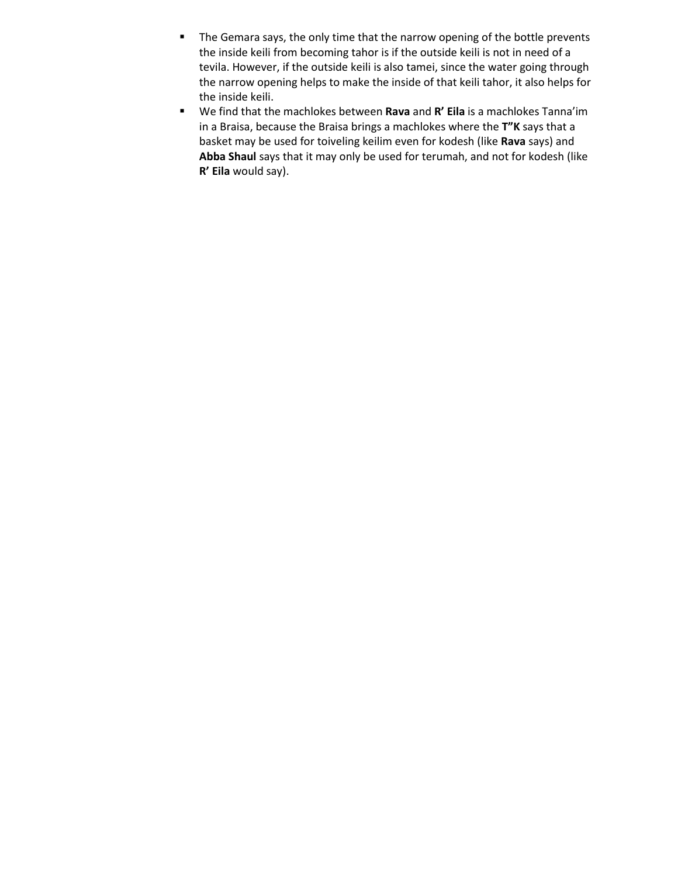- The Gemara says, the only time that the narrow opening of the bottle prevents the inside keili from becoming tahor is if the outside keili is not in need of a tevila. However, if the outside keili is also tamei, since the water going through the narrow opening helps to make the inside of that keili tahor, it also helps for the inside keili.
- We find that the machlokes between **Rava** and **R' Eila** is a machlokes Tanna'im in a Braisa, because the Braisa brings a machlokes where the **T"K** says that a basket may be used for toiveling keilim even for kodesh (like **Rava** says) and **Abba Shaul** says that it may only be used for terumah, and not for kodesh (like **R' Eila** would say).